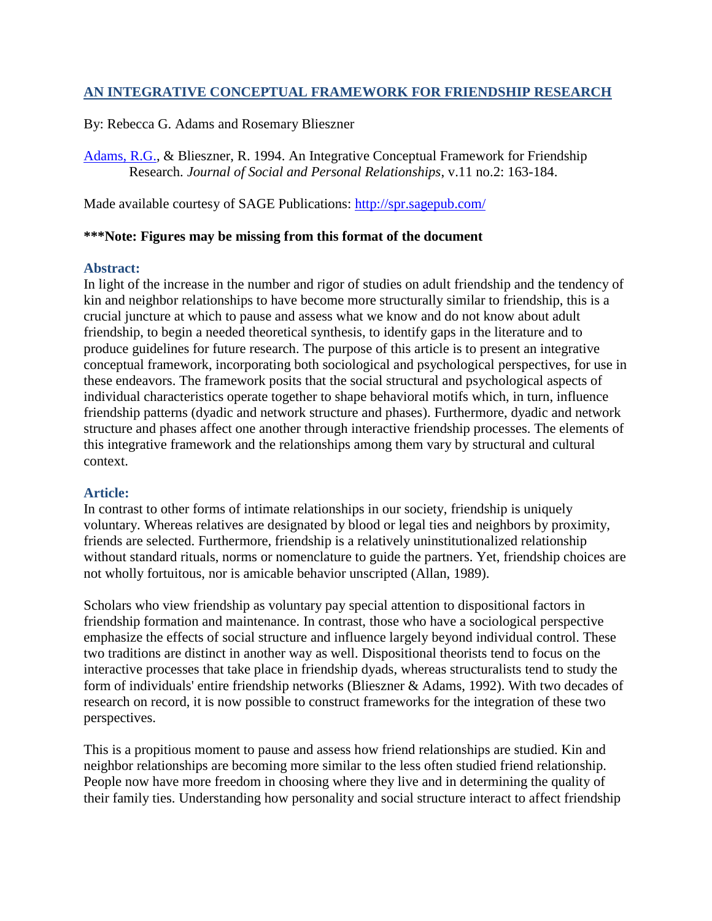# [AN INTEGRATIVE CONCEPTUAL FRAMEWORK FOR FRIENDSHIP RESEARCH](#)

By: Rebecca G. Adams and Rosemary Blieszner

[Adams, R.G.](#), & Blieszner, R. 1994. An Integrative Conceptual Framework for Friendship Research. *Journal of Social and Personal Relationships*, v.11 no.2: 163-184.

Made available courtesy of SAGE Publications: [http://spr.sagepub.com/](http://spr.sagepub.com/)

**\*\*\*Note: Figures may be missing from this format of the document**

## Abstract:

In light of the increase in the number and rigor of studies on adult friendship and the tendency of kin and neighbor relationships to have become more structurally similar to friendship, this is a crucial juncture at which to pause and assess what we know and do not know about adult friendship, to begin a needed theoretical synthesis, to identify gaps in the literature and to produce guidelines for future research. The purpose of this article is to present an integrative conceptual framework, incorporating both sociological and psychological perspectives, for use in these endeavors. The framework posits that the social structural and psychological aspects of individual characteristics operate together to shape behavioral motifs which, in turn, influence friendship patterns (dyadic and network structure and phases). Furthermore, dyadic and network structure and phases affect one another through interactive friendship processes. The elements of this integrative framework and the relationships among them vary by structural and cultural context.

## Article:

In contrast to other forms of intimate relationships in our society, friendship is uniquely voluntary. Whereas relatives are designated by blood or legal ties and neighbors by proximity, friends are selected. Furthermore, friendship is a relatively uninstitutionalized relationship without standard rituals, norms or nomenclature to guide the partners. Yet, friendship choices are not wholly fortuitous, nor is amicable behavior unscripted (Allan, 1989).

Scholars who view friendship as voluntary pay special attention to dispositional factors in friendship formation and maintenance. In contrast, those who have a sociological perspective emphasize the effects of social structure and influence largely beyond individual control. These two traditions are distinct in another way as well. Dispositional theorists tend to focus on the interactive processes that take place in friendship dyads, whereas structuralists tend to study the form of individuals' entire friendship networks (Blieszner & Adams, 1992). With two decades of research on record, it is now possible to construct frameworks for the integration of these two perspectives.

This is a propitious moment to pause and assess how friend relationships are studied. Kin and neighbor relationships are becoming more similar to the less often studied friend relationship. People now have more freedom in choosing where they live and in determining the quality of their family ties. Understanding how personality and social structure interact to affect friendship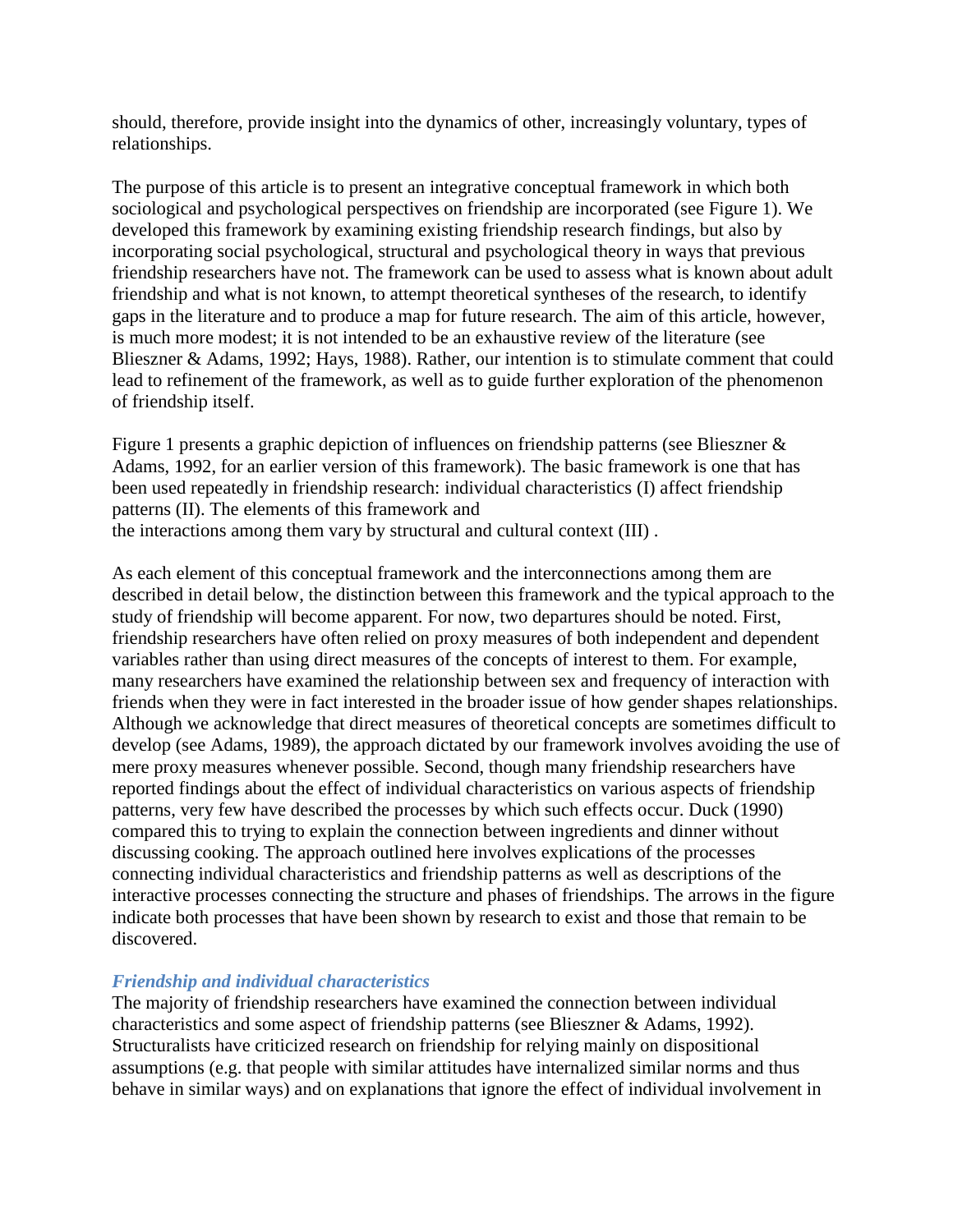should, therefore, provide insight into the dynamics of other, increasingly voluntary, types of relationships.

The purpose of this article is to present an integrative conceptual framework in which both sociological and psychological perspectives on friendship are incorporated (see Figure 1). We developed this framework by examining existing friendship research findings, but also by incorporating social psychological, structural and psychological theory in ways that previous friendship researchers have not. The framework can be used to assess what is known about adult friendship and what is not known, to attempt theoretical syntheses of the research, to identify gaps in the literature and to produce a map for future research. The aim of this article, however, is much more modest; it is not intended to be an exhaustive review of the literature (see Blieszner & Adams, 1992; Hays, 1988). Rather, our intention is to stimulate comment that could lead to refinement of the framework, as well as to guide further exploration of the phenomenon of friendship itself.

Figure 1 presents a graphic depiction of influences on friendship patterns (see Blieszner & Adams, 1992, for an earlier version of this framework). The basic framework is one that has been used repeatedly in friendship research: individual characteristics (I) affect friendship patterns (II). The elements of this framework and the interactions among them vary by structural and cultural context (III) .

As each element of this conceptual framework and the interconnections among them are described in detail below, the distinction between this framework and the typical approach to the study of friendship will become apparent. For now, two departures should be noted. First, friendship researchers have often relied on proxy measures of both independent and dependent variables rather than using direct measures of the concepts of interest to them. For example, many researchers have examined the relationship between sex and frequency of interaction with friends when they were in fact interested in the broader issue of how gender shapes relationships. Although we acknowledge that direct measures of theoretical concepts are sometimes difficult to develop (see Adams, 1989), the approach dictated by our framework involves avoiding the use of mere proxy measures whenever possible. Second, though many friendship researchers have reported findings about the effect of individual characteristics on various aspects of friendship patterns, very few have described the processes by which such effects occur. Duck (1990) compared this to trying to explain the connection between ingredients and dinner without discussing cooking. The approach outlined here involves explications of the processes connecting individual characteristics and friendship patterns as well as descriptions of the interactive processes connecting the structure and phases of friendships. The arrows in the figure indicate both processes that have been shown by research to exist and those that remain to be discovered.

### *Friendship and individual characteristics*

The majority of friendship researchers have examined the connection between individual characteristics and some aspect of friendship patterns (see Blieszner & Adams, 1992). Structuralists have criticized research on friendship for relying mainly on dispositional assumptions (e.g. that people with similar attitudes have internalized similar norms and thus behave in similar ways) and on explanations that ignore the effect of individual involvement in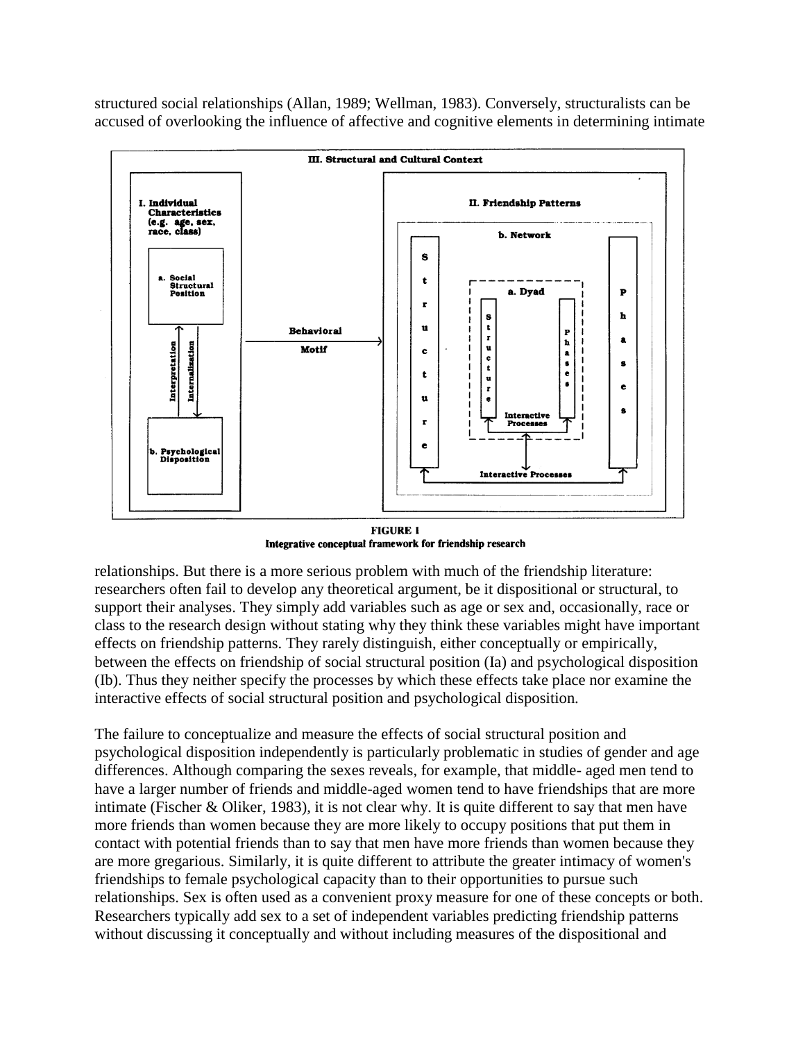structured social relationships (Allan, 1989; Wellman, 1983). Conversely, structuralists can be accused of overlooking the influence of affective and cognitive elements in determining intimate

**FIGURE 1**
**Integrative conceptual framework for friendship research**

relationships. But there is a more serious problem with much of the friendship literature: researchers often fail to develop any theoretical argument, be it dispositional or structural, to support their analyses. They simply add variables such as age or sex and, occasionally, race or class to the research design without stating why they think these variables might have important effects on friendship patterns. They rarely distinguish, either conceptually or empirically, between the effects on friendship of social structural position (Ia) and psychological disposition (Ib). Thus they neither specify the processes by which these effects take place nor examine the interactive effects of social structural position and psychological disposition.

The failure to conceptualize and measure the effects of social structural position and psychological disposition independently is particularly problematic in studies of gender and age differences. Although comparing the sexes reveals, for example, that middle- aged men tend to have a larger number of friends and middle-aged women tend to have friendships that are more intimate (Fischer & Oliker, 1983), it is not clear why. It is quite different to say that men have more friends than women because they are more likely to occupy positions that put them in contact with potential friends than to say that men have more friends than women because they are more gregarious. Similarly, it is quite different to attribute the greater intimacy of women's friendships to female psychological capacity than to their opportunities to pursue such relationships. Sex is often used as a convenient proxy measure for one of these concepts or both. Researchers typically add sex to a set of independent variables predicting friendship patterns without discussing it conceptually and without including measures of the dispositional and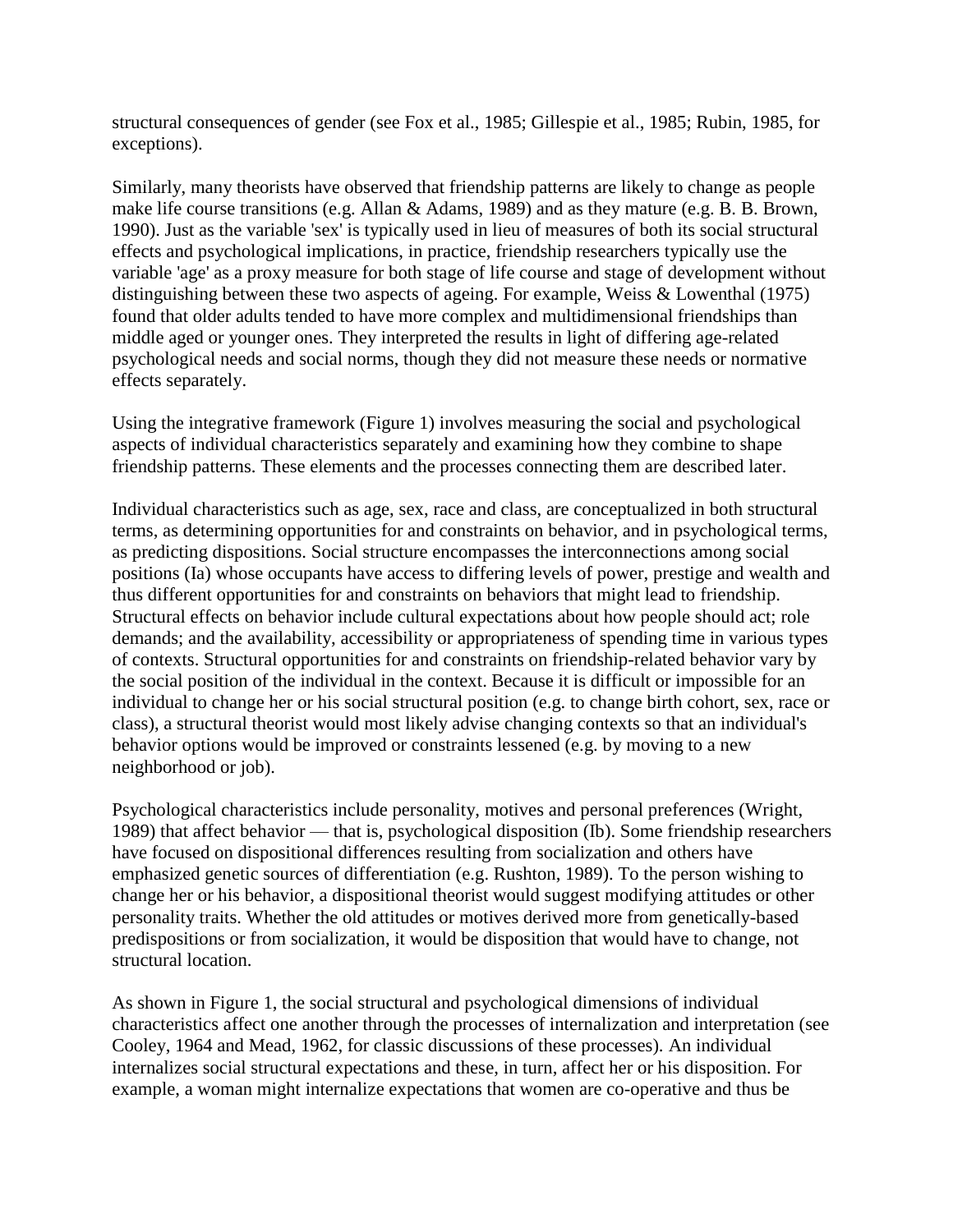structural consequences of gender (see Fox et al., 1985; Gillespie et al., 1985; Rubin, 1985, for exceptions).

Similarly, many theorists have observed that friendship patterns are likely to change as people make life course transitions (e.g. Allan & Adams, 1989) and as they mature (e.g. B. B. Brown, 1990). Just as the variable 'sex' is typically used in lieu of measures of both its social structural effects and psychological implications, in practice, friendship researchers typically use the variable 'age' as a proxy measure for both stage of life course and stage of development without distinguishing between these two aspects of ageing. For example, Weiss & Lowenthal (1975) found that older adults tended to have more complex and multidimensional friendships than middle aged or younger ones. They interpreted the results in light of differing age-related psychological needs and social norms, though they did not measure these needs or normative effects separately.

Using the integrative framework (Figure 1) involves measuring the social and psychological aspects of individual characteristics separately and examining how they combine to shape friendship patterns. These elements and the processes connecting them are described later.

Individual characteristics such as age, sex, race and class, are conceptualized in both structural terms, as determining opportunities for and constraints on behavior, and in psychological terms, as predicting dispositions. Social structure encompasses the interconnections among social positions (Ia) whose occupants have access to differing levels of power, prestige and wealth and thus different opportunities for and constraints on behaviors that might lead to friendship. Structural effects on behavior include cultural expectations about how people should act; role demands; and the availability, accessibility or appropriateness of spending time in various types of contexts. Structural opportunities for and constraints on friendship-related behavior vary by the social position of the individual in the context. Because it is difficult or impossible for an individual to change her or his social structural position (e.g. to change birth cohort, sex, race or class), a structural theorist would most likely advise changing contexts so that an individual's behavior options would be improved or constraints lessened (e.g. by moving to a new neighborhood or job).

Psychological characteristics include personality, motives and personal preferences (Wright, 1989) that affect behavior — that is, psychological disposition (Ib). Some friendship researchers have focused on dispositional differences resulting from socialization and others have emphasized genetic sources of differentiation (e.g. Rushton, 1989). To the person wishing to change her or his behavior, a dispositional theorist would suggest modifying attitudes or other personality traits. Whether the old attitudes or motives derived more from genetically-based predispositions or from socialization, it would be disposition that would have to change, not structural location.

As shown in Figure 1, the social structural and psychological dimensions of individual characteristics affect one another through the processes of internalization and interpretation (see Cooley, 1964 and Mead, 1962, for classic discussions of these processes). An individual internalizes social structural expectations and these, in turn, affect her or his disposition. For example, a woman might internalize expectations that women are co-operative and thus be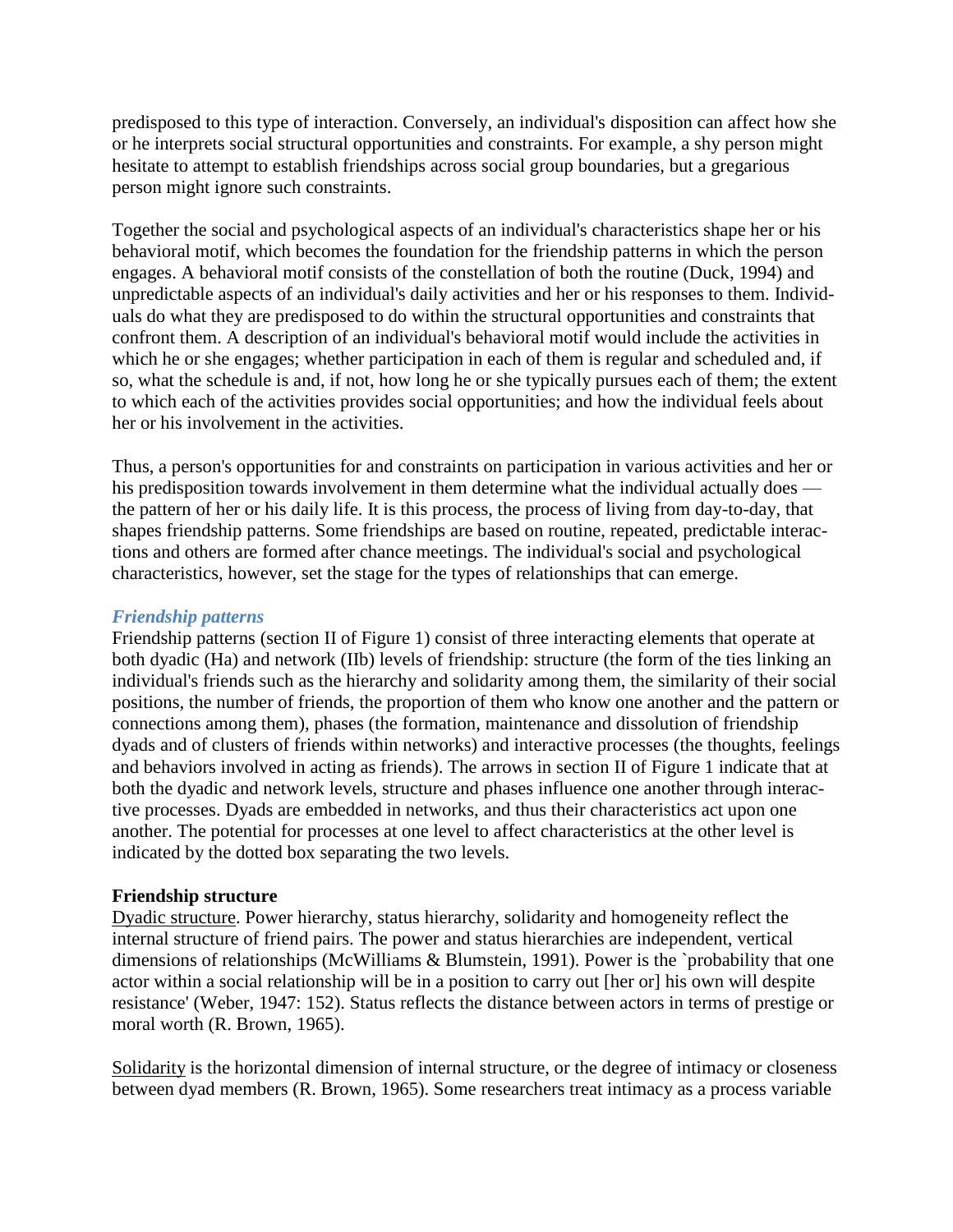predisposed to this type of interaction. Conversely, an individual's disposition can affect how she or he interprets social structural opportunities and constraints. For example, a shy person might hesitate to attempt to establish friendships across social group boundaries, but a gregarious person might ignore such constraints.

Together the social and psychological aspects of an individual's characteristics shape her or his behavioral motif, which becomes the foundation for the friendship patterns in which the person engages. A behavioral motif consists of the constellation of both the routine (Duck, 1994) and unpredictable aspects of an individual's daily activities and her or his responses to them. Individuals do what they are predisposed to do within the structural opportunities and constraints that confront them. A description of an individual's behavioral motif would include the activities in which he or she engages; whether participation in each of them is regular and scheduled and, if so, what the schedule is and, if not, how long he or she typically pursues each of them; the extent to which each of the activities provides social opportunities; and how the individual feels about her or his involvement in the activities.

Thus, a person's opportunities for and constraints on participation in various activities and her or his predisposition towards involvement in them determine what the individual actually does — the pattern of her or his daily life. It is this process, the process of living from day-to-day, that shapes friendship patterns. Some friendships are based on routine, repeated, predictable interactions and others are formed after chance meetings. The individual's social and psychological characteristics, however, set the stage for the types of relationships that can emerge.

### *Friendship patterns*

Friendship patterns (section II of Figure 1) consist of three interacting elements that operate at both dyadic (Ha) and network (IIb) levels of friendship: structure (the form of the ties linking an individual's friends such as the hierarchy and solidarity among them, the similarity of their social positions, the number of friends, the proportion of them who know one another and the pattern or connections among them), phases (the formation, maintenance and dissolution of friendship dyads and of clusters of friends within networks) and interactive processes (the thoughts, feelings and behaviors involved in acting as friends). The arrows in section II of Figure 1 indicate that at both the dyadic and network levels, structure and phases influence one another through interactive processes. Dyads are embedded in networks, and thus their characteristics act upon one another. The potential for processes at one level to affect characteristics at the other level is indicated by the dotted box separating the two levels.

**Friendship structure**

Dyadic structure. Power hierarchy, status hierarchy, solidarity and homogeneity reflect the internal structure of friend pairs. The power and status hierarchies are independent, vertical dimensions of relationships (McWilliams & Blumstein, 1991). Power is the `probability that one actor within a social relationship will be in a position to carry out [her or] his own will despite resistance' (Weber, 1947: 152). Status reflects the distance between actors in terms of prestige or moral worth (R. Brown, 1965).

Solidarity is the horizontal dimension of internal structure, or the degree of intimacy or closeness between dyad members (R. Brown, 1965). Some researchers treat intimacy as a process variable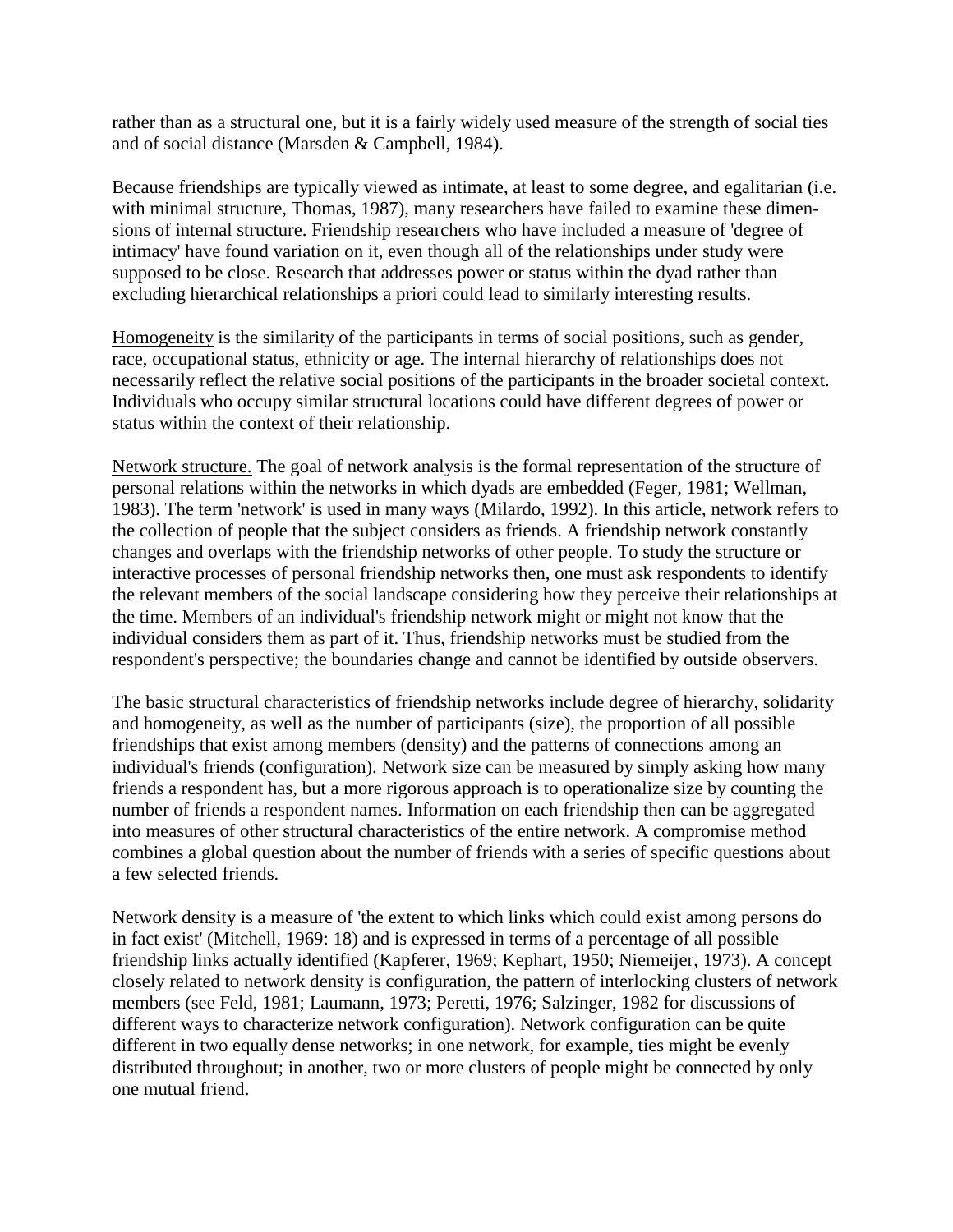rather than as a structural one, but it is a fairly widely used measure of the strength of social ties and of social distance (Marsden & Campbell, 1984).

Because friendships are typically viewed as intimate, at least to some degree, and egalitarian (i.e. with minimal structure, Thomas, 1987), many researchers have failed to examine these dimensions of internal structure. Friendship researchers who have included a measure of 'degree of intimacy' have found variation on it, even though all of the relationships under study were supposed to be close. Research that addresses power or status within the dyad rather than excluding hierarchical relationships a priori could lead to similarly interesting results.

Homogeneity is the similarity of the participants in terms of social positions, such as gender, race, occupational status, ethnicity or age. The internal hierarchy of relationships does not necessarily reflect the relative social positions of the participants in the broader societal context. Individuals who occupy similar structural locations could have different degrees of power or status within the context of their relationship.

Network structure. The goal of network analysis is the formal representation of the structure of personal relations within the networks in which dyads are embedded (Feger, 1981; Wellman, 1983). The term 'network' is used in many ways (Milardo, 1992). In this article, network refers to the collection of people that the subject considers as friends. A friendship network constantly changes and overlaps with the friendship networks of other people. To study the structure or interactive processes of personal friendship networks then, one must ask respondents to identify the relevant members of the social landscape considering how they perceive their relationships at the time. Members of an individual's friendship network might or might not know that the individual considers them as part of it. Thus, friendship networks must be studied from the respondent's perspective; the boundaries change and cannot be identified by outside observers.

The basic structural characteristics of friendship networks include degree of hierarchy, solidarity and homogeneity, as well as the number of participants (size), the proportion of all possible friendships that exist among members (density) and the patterns of connections among an individual's friends (configuration). Network size can be measured by simply asking how many friends a respondent has, but a more rigorous approach is to operationalize size by counting the number of friends a respondent names. Information on each friendship then can be aggregated into measures of other structural characteristics of the entire network. A compromise method combines a global question about the number of friends with a series of specific questions about a few selected friends.

Network density is a measure of 'the extent to which links which could exist among persons do in fact exist' (Mitchell, 1969: 18) and is expressed in terms of a percentage of all possible friendship links actually identified (Kapferer, 1969; Kephart, 1950; Niemeijer, 1973). A concept closely related to network density is configuration, the pattern of interlocking clusters of network members (see Feld, 1981; Laumann, 1973; Peretti, 1976; Salzinger, 1982 for discussions of different ways to characterize network configuration). Network configuration can be quite different in two equally dense networks; in one network, for example, ties might be evenly distributed throughout; in another, two or more clusters of people might be connected by only one mutual friend.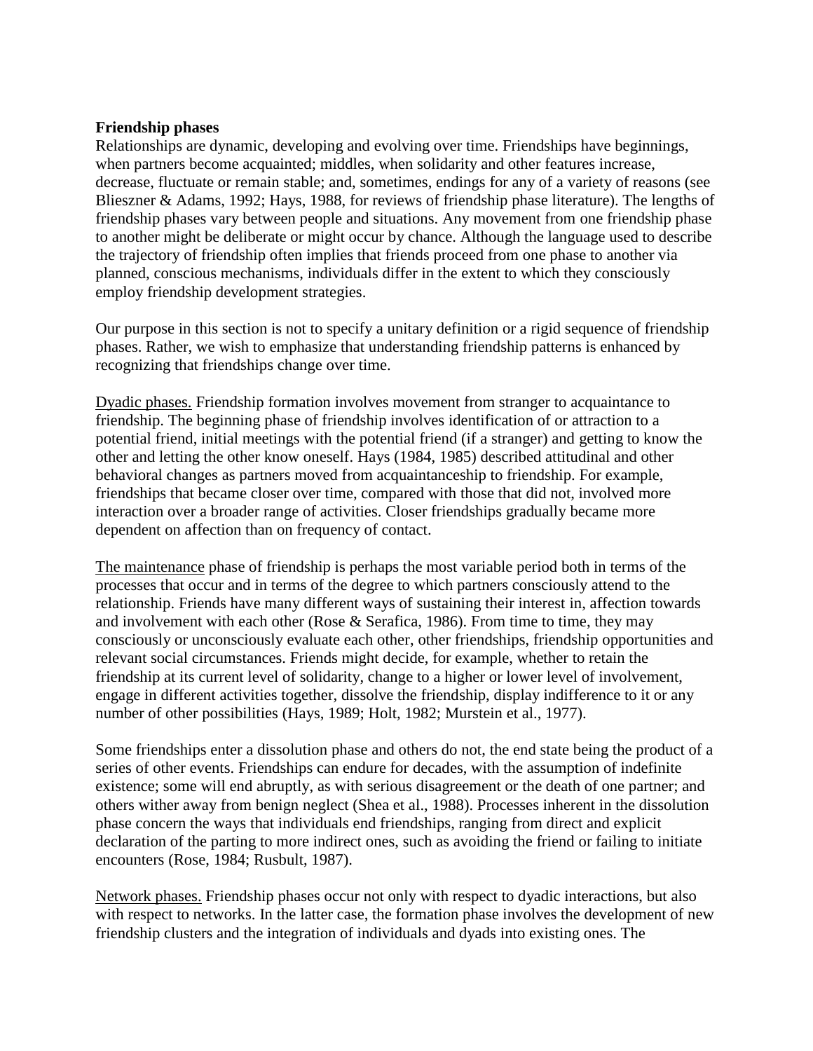**Friendship phases**

Relationships are dynamic, developing and evolving over time. Friendships have beginnings, when partners become acquainted; middles, when solidarity and other features increase, decrease, fluctuate or remain stable; and, sometimes, endings for any of a variety of reasons (see Blieszner & Adams, 1992; Hays, 1988, for reviews of friendship phase literature). The lengths of friendship phases vary between people and situations. Any movement from one friendship phase to another might be deliberate or might occur by chance. Although the language used to describe the trajectory of friendship often implies that friends proceed from one phase to another via planned, conscious mechanisms, individuals differ in the extent to which they consciously employ friendship development strategies.

Our purpose in this section is not to specify a unitary definition or a rigid sequence of friendship phases. Rather, we wish to emphasize that understanding friendship patterns is enhanced by recognizing that friendships change over time.

<u>Dyadic phases.</u> Friendship formation involves movement from stranger to acquaintance to friendship. The beginning phase of friendship involves identification of or attraction to a potential friend, initial meetings with the potential friend (if a stranger) and getting to know the other and letting the other know oneself. Hays (1984, 1985) described attitudinal and other behavioral changes as partners moved from acquaintanceship to friendship. For example, friendships that became closer over time, compared with those that did not, involved more interaction over a broader range of activities. Closer friendships gradually became more dependent on affection than on frequency of contact.

<u>The maintenance</u> phase of friendship is perhaps the most variable period both in terms of the processes that occur and in terms of the degree to which partners consciously attend to the relationship. Friends have many different ways of sustaining their interest in, affection towards and involvement with each other (Rose & Serafica, 1986). From time to time, they may consciously or unconsciously evaluate each other, other friendships, friendship opportunities and relevant social circumstances. Friends might decide, for example, whether to retain the friendship at its current level of solidarity, change to a higher or lower level of involvement, engage in different activities together, dissolve the friendship, display indifference to it or any number of other possibilities (Hays, 1989; Holt, 1982; Murstein et al., 1977).

Some friendships enter a dissolution phase and others do not, the end state being the product of a series of other events. Friendships can endure for decades, with the assumption of indefinite existence; some will end abruptly, as with serious disagreement or the death of one partner; and others wither away from benign neglect (Shea et al., 1988). Processes inherent in the dissolution phase concern the ways that individuals end friendships, ranging from direct and explicit declaration of the parting to more indirect ones, such as avoiding the friend or failing to initiate encounters (Rose, 1984; Rusbult, 1987).

<u>Network phases.</u> Friendship phases occur not only with respect to dyadic interactions, but also with respect to networks. In the latter case, the formation phase involves the development of new friendship clusters and the integration of individuals and dyads into existing ones. The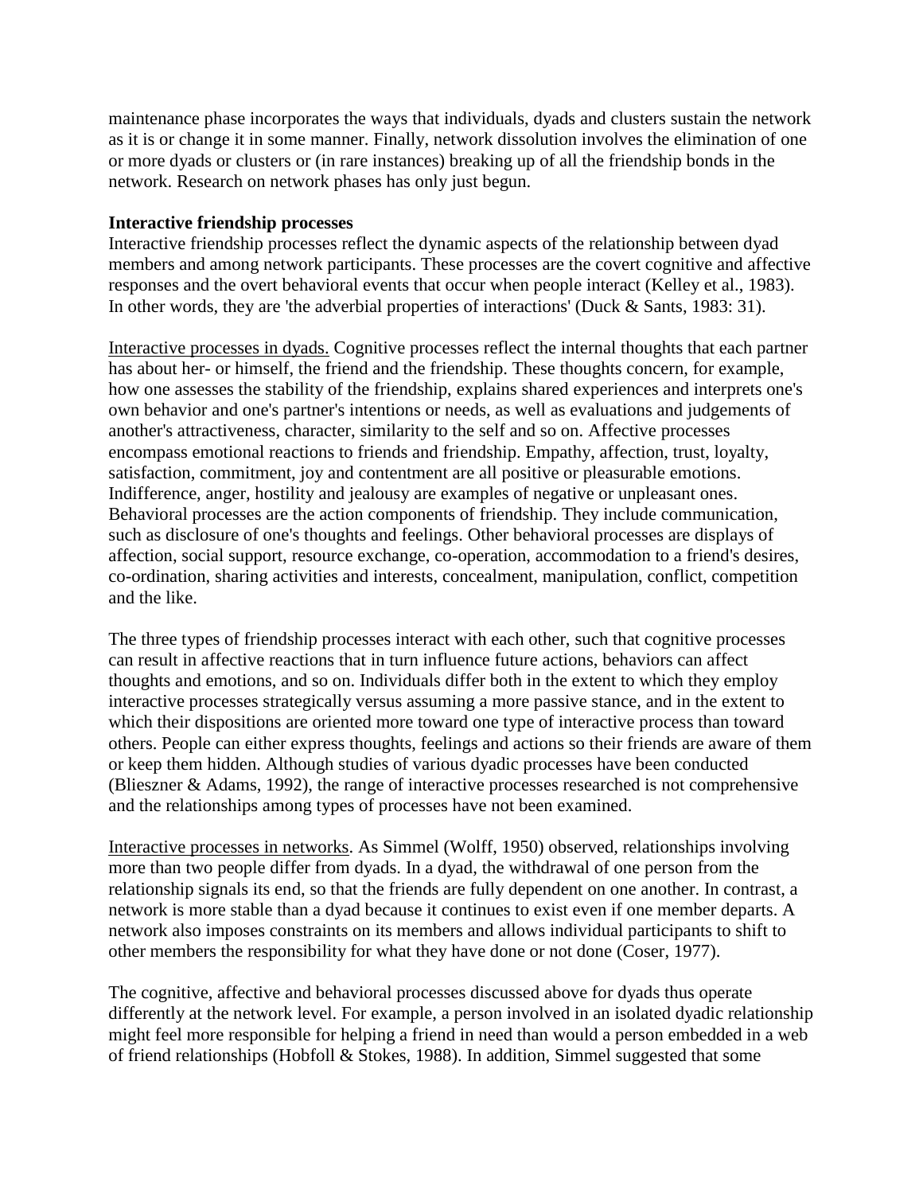maintenance phase incorporates the ways that individuals, dyads and clusters sustain the network as it is or change it in some manner. Finally, network dissolution involves the elimination of one or more dyads or clusters or (in rare instances) breaking up of all the friendship bonds in the network. Research on network phases has only just begun.

**Interactive friendship processes**

Interactive friendship processes reflect the dynamic aspects of the relationship between dyad members and among network participants. These processes are the covert cognitive and affective responses and the overt behavioral events that occur when people interact (Kelley et al., 1983). In other words, they are 'the adverbial properties of interactions' (Duck & Sants, 1983: 31).

Interactive processes in dyads. Cognitive processes reflect the internal thoughts that each partner has about her- or himself, the friend and the friendship. These thoughts concern, for example, how one assesses the stability of the friendship, explains shared experiences and interprets one's own behavior and one's partner's intentions or needs, as well as evaluations and judgements of another's attractiveness, character, similarity to the self and so on. Affective processes encompass emotional reactions to friends and friendship. Empathy, affection, trust, loyalty, satisfaction, commitment, joy and contentment are all positive or pleasurable emotions. Indifference, anger, hostility and jealousy are examples of negative or unpleasant ones. Behavioral processes are the action components of friendship. They include communication, such as disclosure of one's thoughts and feelings. Other behavioral processes are displays of affection, social support, resource exchange, co-operation, accommodation to a friend's desires, co-ordination, sharing activities and interests, concealment, manipulation, conflict, competition and the like.

The three types of friendship processes interact with each other, such that cognitive processes can result in affective reactions that in turn influence future actions, behaviors can affect thoughts and emotions, and so on. Individuals differ both in the extent to which they employ interactive processes strategically versus assuming a more passive stance, and in the extent to which their dispositions are oriented more toward one type of interactive process than toward others. People can either express thoughts, feelings and actions so their friends are aware of them or keep them hidden. Although studies of various dyadic processes have been conducted (Blieszner & Adams, 1992), the range of interactive processes researched is not comprehensive and the relationships among types of processes have not been examined.

Interactive processes in networks. As Simmel (Wolff, 1950) observed, relationships involving more than two people differ from dyads. In a dyad, the withdrawal of one person from the relationship signals its end, so that the friends are fully dependent on one another. In contrast, a network is more stable than a dyad because it continues to exist even if one member departs. A network also imposes constraints on its members and allows individual participants to shift to other members the responsibility for what they have done or not done (Coser, 1977).

The cognitive, affective and behavioral processes discussed above for dyads thus operate differently at the network level. For example, a person involved in an isolated dyadic relationship might feel more responsible for helping a friend in need than would a person embedded in a web of friend relationships (Hobfoll & Stokes, 1988). In addition, Simmel suggested that some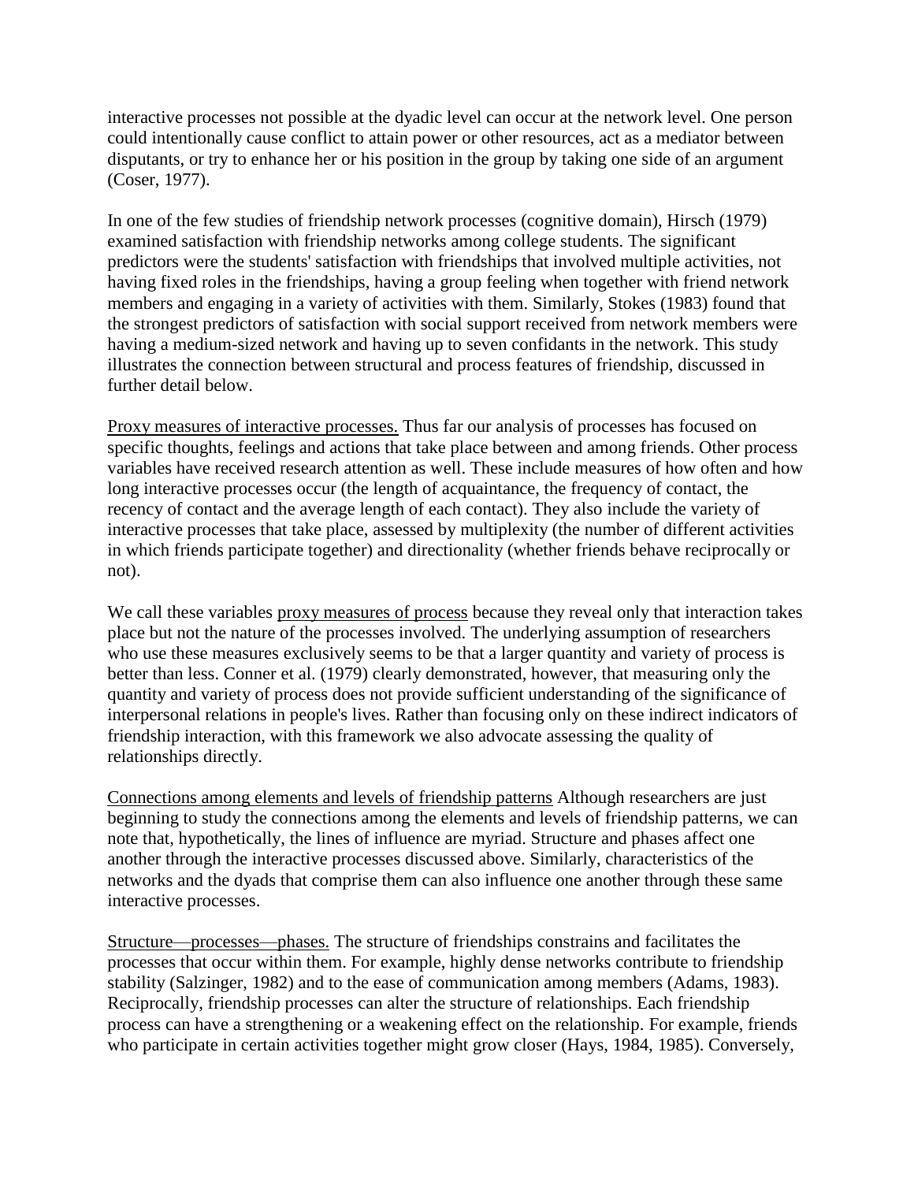interactive processes not possible at the dyadic level can occur at the network level. One person could intentionally cause conflict to attain power or other resources, act as a mediator between disputants, or try to enhance her or his position in the group by taking one side of an argument (Coser, 1977).

In one of the few studies of friendship network processes (cognitive domain), Hirsch (1979) examined satisfaction with friendship networks among college students. The significant predictors were the students' satisfaction with friendships that involved multiple activities, not having fixed roles in the friendships, having a group feeling when together with friend network members and engaging in a variety of activities with them. Similarly, Stokes (1983) found that the strongest predictors of satisfaction with social support received from network members were having a medium-sized network and having up to seven confidants in the network. This study illustrates the connection between structural and process features of friendship, discussed in further detail below.

<u>Proxy measures of interactive processes.</u> Thus far our analysis of processes has focused on specific thoughts, feelings and actions that take place between and among friends. Other process variables have received research attention as well. These include measures of how often and how long interactive processes occur (the length of acquaintance, the frequency of contact, the recency of contact and the average length of each contact). They also include the variety of interactive processes that take place, assessed by multiplexity (the number of different activities in which friends participate together) and directionality (whether friends behave reciprocally or not).

We call these variables <u>proxy measures of process</u> because they reveal only that interaction takes place but not the nature of the processes involved. The underlying assumption of researchers who use these measures exclusively seems to be that a larger quantity and variety of process is better than less. Conner et al. (1979) clearly demonstrated, however, that measuring only the quantity and variety of process does not provide sufficient understanding of the significance of interpersonal relations in people's lives. Rather than focusing only on these indirect indicators of friendship interaction, with this framework we also advocate assessing the quality of relationships directly.

<u>Connections among elements and levels of friendship patterns</u> Although researchers are just beginning to study the connections among the elements and levels of friendship patterns, we can note that, hypothetically, the lines of influence are myriad. Structure and phases affect one another through the interactive processes discussed above. Similarly, characteristics of the networks and the dyads that comprise them can also influence one another through these same interactive processes.

<u>Structure—processes—phases.</u> The structure of friendships constrains and facilitates the processes that occur within them. For example, highly dense networks contribute to friendship stability (Salzinger, 1982) and to the ease of communication among members (Adams, 1983). Reciprocally, friendship processes can alter the structure of relationships. Each friendship process can have a strengthening or a weakening effect on the relationship. For example, friends who participate in certain activities together might grow closer (Hays, 1984, 1985). Conversely,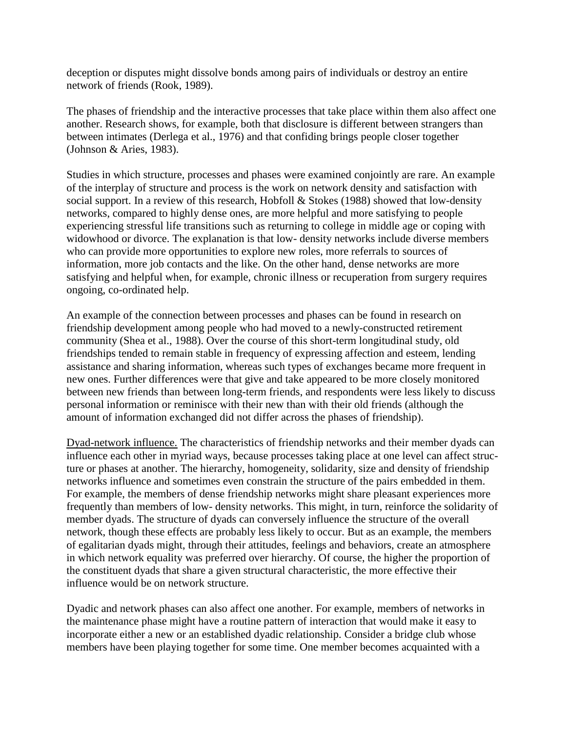deception or disputes might dissolve bonds among pairs of individuals or destroy an entire network of friends (Rook, 1989).

The phases of friendship and the interactive processes that take place within them also affect one another. Research shows, for example, both that disclosure is different between strangers than between intimates (Derlega et al., 1976) and that confiding brings people closer together (Johnson & Aries, 1983).

Studies in which structure, processes and phases were examined conjointly are rare. An example of the interplay of structure and process is the work on network density and satisfaction with social support. In a review of this research, Hobfoll & Stokes (1988) showed that low-density networks, compared to highly dense ones, are more helpful and more satisfying to people experiencing stressful life transitions such as returning to college in middle age or coping with widowhood or divorce. The explanation is that low- density networks include diverse members who can provide more opportunities to explore new roles, more referrals to sources of information, more job contacts and the like. On the other hand, dense networks are more satisfying and helpful when, for example, chronic illness or recuperation from surgery requires ongoing, co-ordinated help.

An example of the connection between processes and phases can be found in research on friendship development among people who had moved to a newly-constructed retirement community (Shea et al., 1988). Over the course of this short-term longitudinal study, old friendships tended to remain stable in frequency of expressing affection and esteem, lending assistance and sharing information, whereas such types of exchanges became more frequent in new ones. Further differences were that give and take appeared to be more closely monitored between new friends than between long-term friends, and respondents were less likely to discuss personal information or reminisce with their new than with their old friends (although the amount of information exchanged did not differ across the phases of friendship).

Dyad-network influence. The characteristics of friendship networks and their member dyads can influence each other in myriad ways, because processes taking place at one level can affect structure or phases at another. The hierarchy, homogeneity, solidarity, size and density of friendship networks influence and sometimes even constrain the structure of the pairs embedded in them. For example, the members of dense friendship networks might share pleasant experiences more frequently than members of low- density networks. This might, in turn, reinforce the solidarity of member dyads. The structure of dyads can conversely influence the structure of the overall network, though these effects are probably less likely to occur. But as an example, the members of egalitarian dyads might, through their attitudes, feelings and behaviors, create an atmosphere in which network equality was preferred over hierarchy. Of course, the higher the proportion of the constituent dyads that share a given structural characteristic, the more effective their influence would be on network structure.

Dyadic and network phases can also affect one another. For example, members of networks in the maintenance phase might have a routine pattern of interaction that would make it easy to incorporate either a new or an established dyadic relationship. Consider a bridge club whose members have been playing together for some time. One member becomes acquainted with a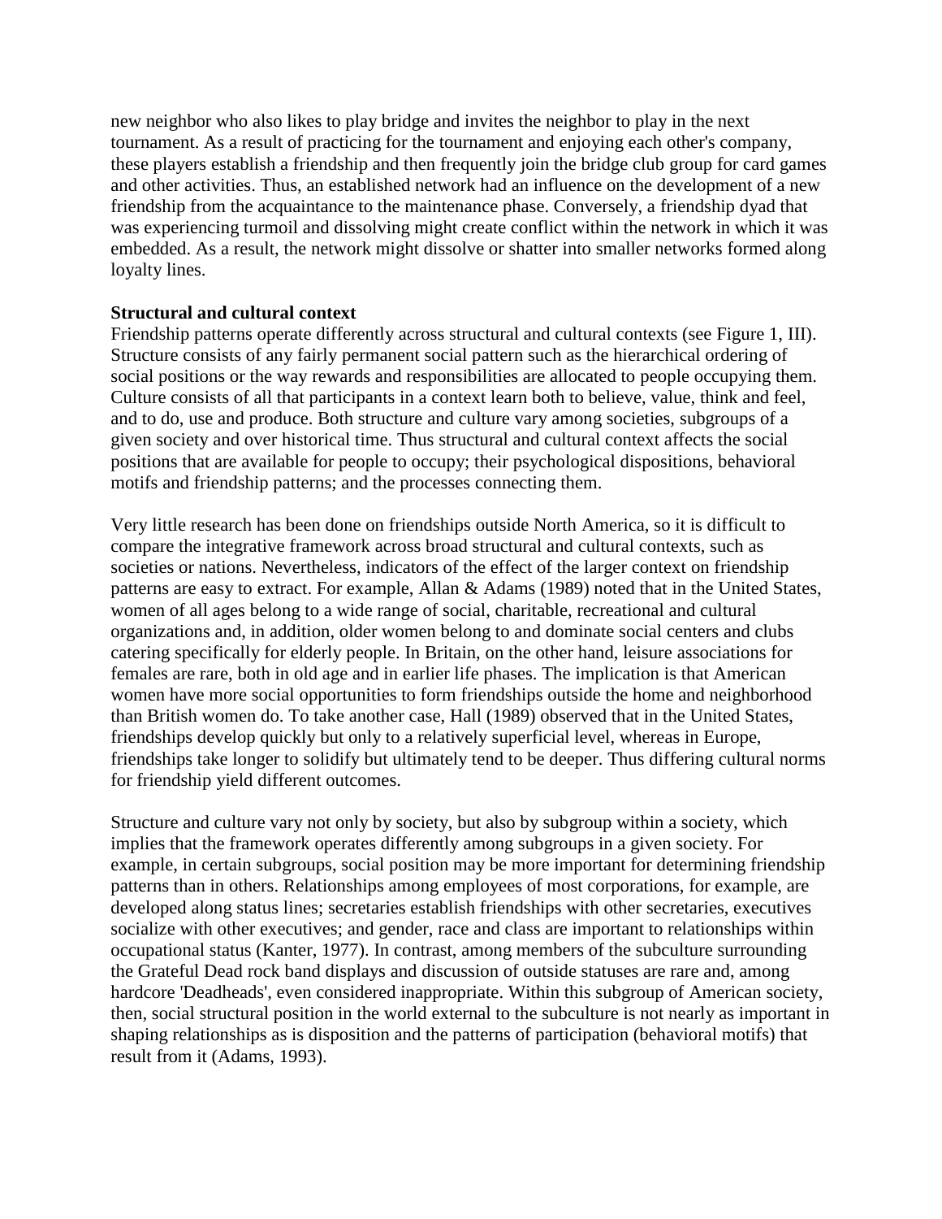new neighbor who also likes to play bridge and invites the neighbor to play in the next tournament. As a result of practicing for the tournament and enjoying each other's company, these players establish a friendship and then frequently join the bridge club group for card games and other activities. Thus, an established network had an influence on the development of a new friendship from the acquaintance to the maintenance phase. Conversely, a friendship dyad that was experiencing turmoil and dissolving might create conflict within the network in which it was embedded. As a result, the network might dissolve or shatter into smaller networks formed along loyalty lines.

**Structural and cultural context**

Friendship patterns operate differently across structural and cultural contexts (see Figure 1, III). Structure consists of any fairly permanent social pattern such as the hierarchical ordering of social positions or the way rewards and responsibilities are allocated to people occupying them. Culture consists of all that participants in a context learn both to believe, value, think and feel, and to do, use and produce. Both structure and culture vary among societies, subgroups of a given society and over historical time. Thus structural and cultural context affects the social positions that are available for people to occupy; their psychological dispositions, behavioral motifs and friendship patterns; and the processes connecting them.

Very little research has been done on friendships outside North America, so it is difficult to compare the integrative framework across broad structural and cultural contexts, such as societies or nations. Nevertheless, indicators of the effect of the larger context on friendship patterns are easy to extract. For example, Allan & Adams (1989) noted that in the United States, women of all ages belong to a wide range of social, charitable, recreational and cultural organizations and, in addition, older women belong to and dominate social centers and clubs catering specifically for elderly people. In Britain, on the other hand, leisure associations for females are rare, both in old age and in earlier life phases. The implication is that American women have more social opportunities to form friendships outside the home and neighborhood than British women do. To take another case, Hall (1989) observed that in the United States, friendships develop quickly but only to a relatively superficial level, whereas in Europe, friendships take longer to solidify but ultimately tend to be deeper. Thus differing cultural norms for friendship yield different outcomes.

Structure and culture vary not only by society, but also by subgroup within a society, which implies that the framework operates differently among subgroups in a given society. For example, in certain subgroups, social position may be more important for determining friendship patterns than in others. Relationships among employees of most corporations, for example, are developed along status lines; secretaries establish friendships with other secretaries, executives socialize with other executives; and gender, race and class are important to relationships within occupational status (Kanter, 1977). In contrast, among members of the subculture surrounding the Grateful Dead rock band displays and discussion of outside statuses are rare and, among hardcore 'Deadheads', even considered inappropriate. Within this subgroup of American society, then, social structural position in the world external to the subculture is not nearly as important in shaping relationships as is disposition and the patterns of participation (behavioral motifs) that result from it (Adams, 1993).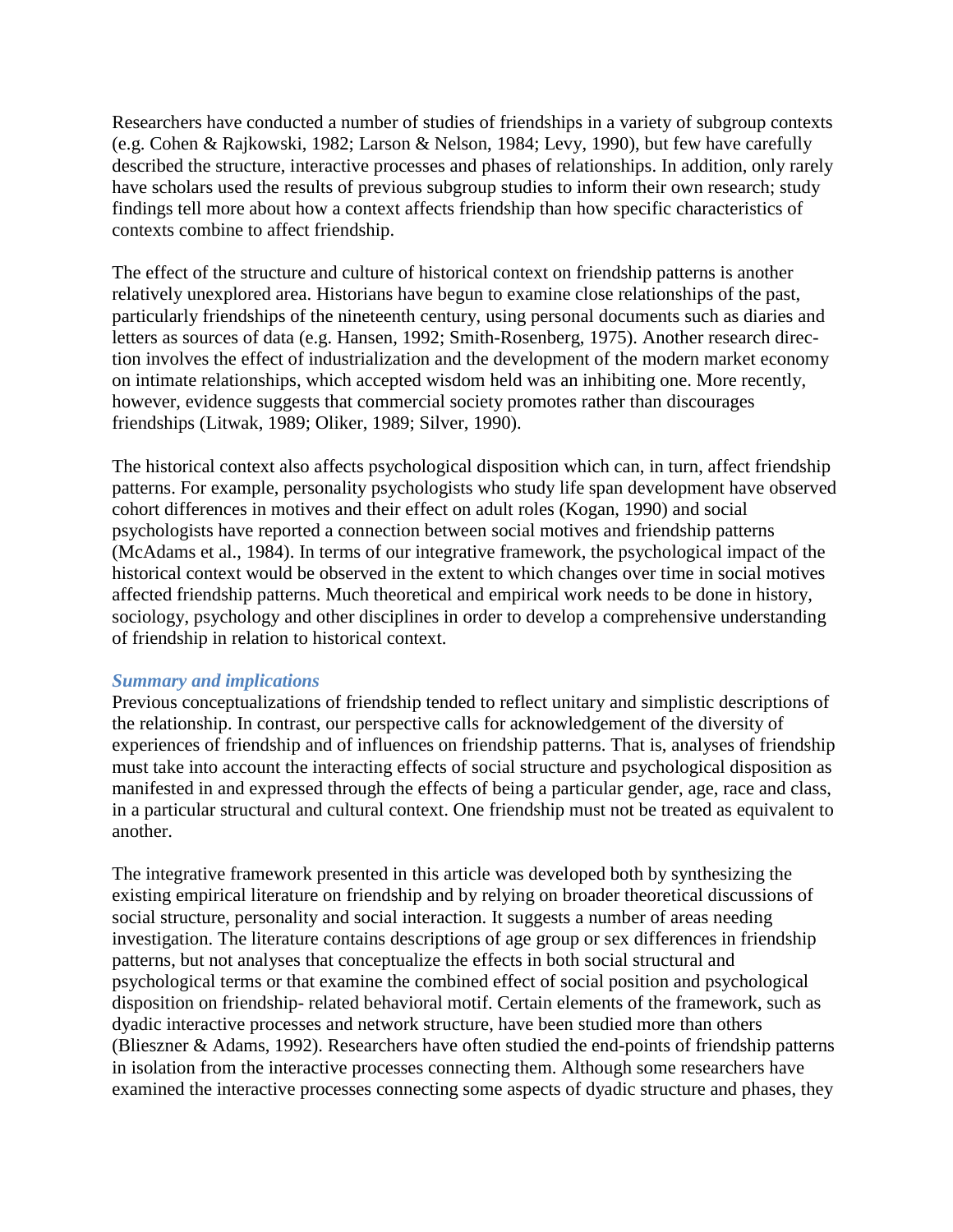Researchers have conducted a number of studies of friendships in a variety of subgroup contexts (e.g. Cohen & Rajkowski, 1982; Larson & Nelson, 1984; Levy, 1990), but few have carefully described the structure, interactive processes and phases of relationships. In addition, only rarely have scholars used the results of previous subgroup studies to inform their own research; study findings tell more about how a context affects friendship than how specific characteristics of contexts combine to affect friendship.

The effect of the structure and culture of historical context on friendship patterns is another relatively unexplored area. Historians have begun to examine close relationships of the past, particularly friendships of the nineteenth century, using personal documents such as diaries and letters as sources of data (e.g. Hansen, 1992; Smith-Rosenberg, 1975). Another research direction involves the effect of industrialization and the development of the modern market economy on intimate relationships, which accepted wisdom held was an inhibiting one. More recently, however, evidence suggests that commercial society promotes rather than discourages friendships (Litwak, 1989; Oliker, 1989; Silver, 1990).

The historical context also affects psychological disposition which can, in turn, affect friendship patterns. For example, personality psychologists who study life span development have observed cohort differences in motives and their effect on adult roles (Kogan, 1990) and social psychologists have reported a connection between social motives and friendship patterns (McAdams et al., 1984). In terms of our integrative framework, the psychological impact of the historical context would be observed in the extent to which changes over time in social motives affected friendship patterns. Much theoretical and empirical work needs to be done in history, sociology, psychology and other disciplines in order to develop a comprehensive understanding of friendship in relation to historical context.

### *Summary and implications*

Previous conceptualizations of friendship tended to reflect unitary and simplistic descriptions of the relationship. In contrast, our perspective calls for acknowledgement of the diversity of experiences of friendship and of influences on friendship patterns. That is, analyses of friendship must take into account the interacting effects of social structure and psychological disposition as manifested in and expressed through the effects of being a particular gender, age, race and class, in a particular structural and cultural context. One friendship must not be treated as equivalent to another.

The integrative framework presented in this article was developed both by synthesizing the existing empirical literature on friendship and by relying on broader theoretical discussions of social structure, personality and social interaction. It suggests a number of areas needing investigation. The literature contains descriptions of age group or sex differences in friendship patterns, but not analyses that conceptualize the effects in both social structural and psychological terms or that examine the combined effect of social position and psychological disposition on friendship- related behavioral motif. Certain elements of the framework, such as dyadic interactive processes and network structure, have been studied more than others (Blieszner & Adams, 1992). Researchers have often studied the end-points of friendship patterns in isolation from the interactive processes connecting them. Although some researchers have examined the interactive processes connecting some aspects of dyadic structure and phases, they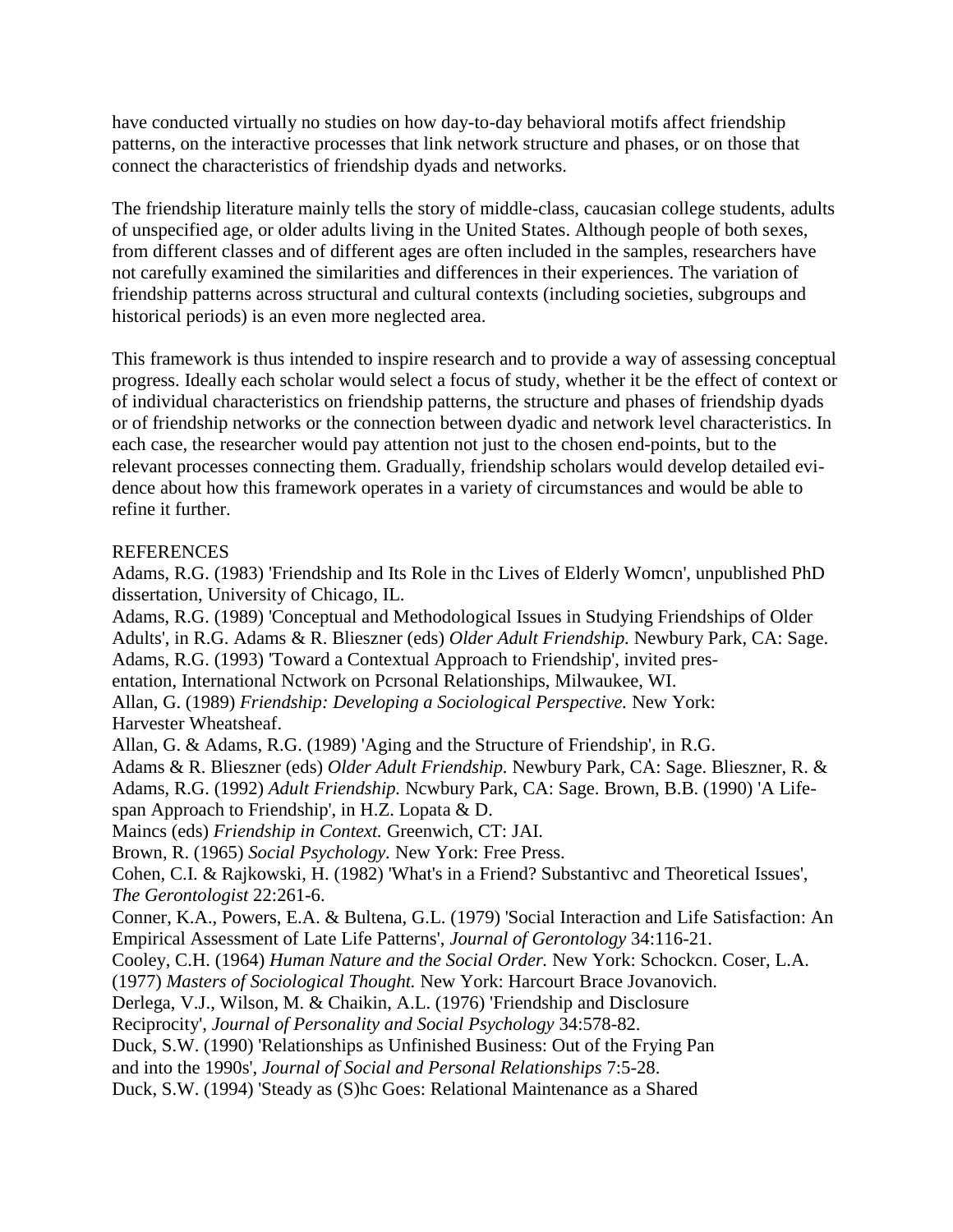have conducted virtually no studies on how day-to-day behavioral motifs affect friendship patterns, on the interactive processes that link network structure and phases, or on those that connect the characteristics of friendship dyads and networks.

The friendship literature mainly tells the story of middle-class, caucasian college students, adults of unspecified age, or older adults living in the United States. Although people of both sexes, from different classes and of different ages are often included in the samples, researchers have not carefully examined the similarities and differences in their experiences. The variation of friendship patterns across structural and cultural contexts (including societies, subgroups and historical periods) is an even more neglected area.

This framework is thus intended to inspire research and to provide a way of assessing conceptual progress. Ideally each scholar would select a focus of study, whether it be the effect of context or of individual characteristics on friendship patterns, the structure and phases of friendship dyads or of friendship networks or the connection between dyadic and network level characteristics. In each case, the researcher would pay attention not just to the chosen end-points, but to the relevant processes connecting them. Gradually, friendship scholars would develop detailed evidence about how this framework operates in a variety of circumstances and would be able to refine it further.

REFERENCES

Adams, R.G. (1983) 'Friendship and Its Role in thc Lives of Elderly Womcn', unpublished PhD dissertation, University of Chicago, IL.

Adams, R.G. (1989) 'Conceptual and Methodological Issues in Studying Friendships of Older Adults', in R.G. Adams & R. Blieszner (eds) *Older Adult Friendship.* Newbury Park, CA: Sage.

Adams, R.G. (1993) 'Toward a Contextual Approach to Friendship', invited presentation, International Nctwork on Pcrsonal Relationships, Milwaukee, WI.

Allan, G. (1989) *Friendship: Developing a Sociological Perspective.* New York: Harvester Wheatsheaf.

Allan, G. & Adams, R.G. (1989) 'Aging and the Structure of Friendship', in R.G. Adams & R. Blieszner (eds) *Older Adult Friendship.* Newbury Park, CA: Sage.

Blieszner, R. & Adams, R.G. (1992) *Adult Friendship.* Ncwbury Park, CA: Sage.

Brown, B.B. (1990) 'A Life-span Approach to Friendship', in H.Z. Lopata & D. Maincs (eds) *Friendship in Context.* Greenwich, CT: JAI.

Brown, R. (1965) *Social Psychology*. New York: Free Press.

Cohen, C.I. & Rajkowski, H. (1982) 'What's in a Friend? Substantivc and Theoretical Issues', *The Gerontologist* 22:261-6.

Conner, K.A., Powers, E.A. & Bultena, G.L. (1979) 'Social Interaction and Life Satisfaction: An Empirical Assessment of Late Life Patterns', *Journal of Gerontology* 34:116-21.

Cooley, C.H. (1964) *Human Nature and the Social Order.* New York: Schockcn.

Coser, L.A. (1977) *Masters of Sociological Thought.* New York: Harcourt Brace Jovanovich.

Derlega, V.J., Wilson, M. & Chaikin, A.L. (1976) 'Friendship and Disclosure Reciprocity', *Journal of Personality and Social Psychology* 34:578-82.

Duck, S.W. (1990) 'Relationships as Unfinished Business: Out of the Frying Pan and into the 1990s', *Journal of Social and Personal Relationships* 7:5-28.

Duck, S.W. (1994) 'Steady as (S)hc Goes: Relational Maintenance as a Shared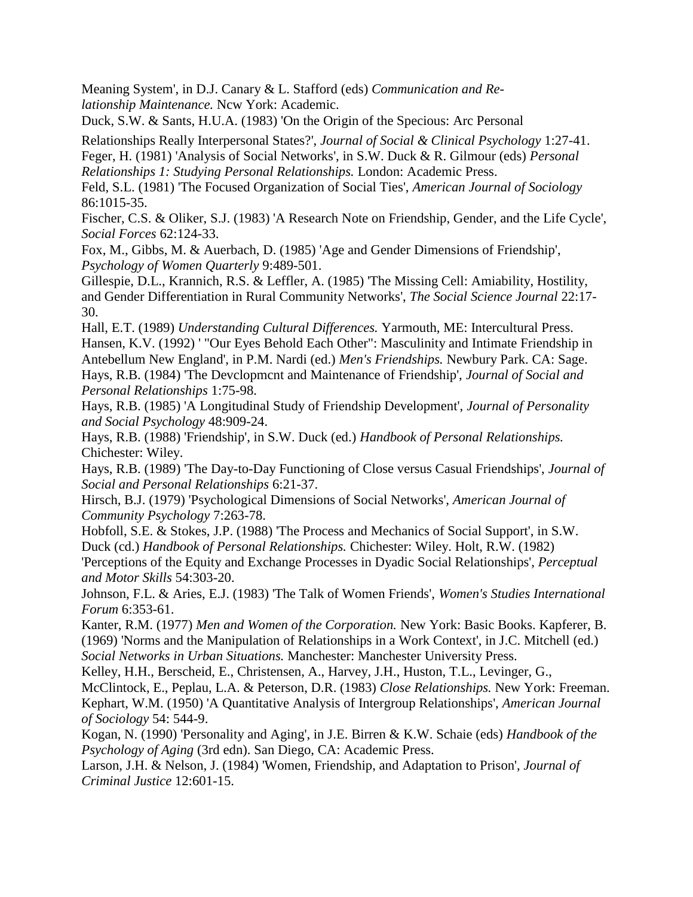Meaning System', in D.J. Canary & L. Stafford (eds) *Communication and Relationship Maintenance.* Ncw York: Academic.

Duck, S.W. & Sants, H.U.A. (1983) 'On the Origin of the Specious: Arc Personal Relationships Really Interpersonal States?', *Journal of Social & Clinical Psychology* 1:27-41.

Feger, H. (1981) 'Analysis of Social Networks', in S.W. Duck & R. Gilmour (eds) *Personal Relationships 1: Studying Personal Relationships.* London: Academic Press.

Feld, S.L. (1981) 'The Focused Organization of Social Ties', *American Journal of Sociology* 86:1015-35.

Fischer, C.S. & Oliker, S.J. (1983) 'A Research Note on Friendship, Gender, and the Life Cycle', *Social Forces* 62:124-33.

Fox, M., Gibbs, M. & Auerbach, D. (1985) 'Age and Gender Dimensions of Friendship', *Psychology of Women Quarterly* 9:489-501.

Gillespie, D.L., Krannich, R.S. & Leffler, A. (1985) 'The Missing Cell: Amiability, Hostility, and Gender Differentiation in Rural Community Networks', *The Social Science Journal* 22:17-30.

Hall, E.T. (1989) *Understanding Cultural Differences.* Yarmouth, ME: Intercultural Press.

Hansen, K.V. (1992) ' "Our Eyes Behold Each Other": Masculinity and Intimate Friendship in Antebellum New England', in P.M. Nardi (ed.) *Men's Friendships.* Newbury Park. CA: Sage.

Hays, R.B. (1984) 'The Devclopmcnt and Maintenance of Friendship', *Journal of Social and Personal Relationships* 1:75-98.

Hays, R.B. (1985) 'A Longitudinal Study of Friendship Development', *Journal of Personality and Social Psychology* 48:909-24.

Hays, R.B. (1988) 'Friendship', in S.W. Duck (ed.) *Handbook of Personal Relationships.* Chichester: Wiley.

Hays, R.B. (1989) 'The Day-to-Day Functioning of Close versus Casual Friendships', *Journal of Social and Personal Relationships* 6:21-37.

Hirsch, B.J. (1979) 'Psychological Dimensions of Social Networks', *American Journal of Community Psychology* 7:263-78.

Hobfoll, S.E. & Stokes, J.P. (1988) 'The Process and Mechanics of Social Support', in S.W. Duck (cd.) *Handbook of Personal Relationships.* Chichester: Wiley. Holt, R.W. (1982) 'Perceptions of the Equity and Exchange Processes in Dyadic Social Relationships', *Perceptual and Motor Skills* 54:303-20.

Johnson, F.L. & Aries, E.J. (1983) 'The Talk of Women Friends', *Women's Studies International Forum* 6:353-61.

Kanter, R.M. (1977) *Men and Women of the Corporation.* New York: Basic Books. Kapferer, B. (1969) 'Norms and the Manipulation of Relationships in a Work Context', in J.C. Mitchell (ed.) *Social Networks in Urban Situations.* Manchester: Manchester University Press.

Kelley, H.H., Berscheid, E., Christensen, A., Harvey, J.H., Huston, T.L., Levinger, G., McClintock, E., Peplau, L.A. & Peterson, D.R. (1983) *Close Relationships.* New York: Freeman.

Kephart, W.M. (1950) 'A Quantitative Analysis of Intergroup Relationships', *American Journal of Sociology* 54: 544-9.

Kogan, N. (1990) 'Personality and Aging', in J.E. Birren & K.W. Schaie (eds) *Handbook of the Psychology of Aging* (3rd edn). San Diego, CA: Academic Press.

Larson, J.H. & Nelson, J. (1984) 'Women, Friendship, and Adaptation to Prison', *Journal of Criminal Justice* 12:601-15.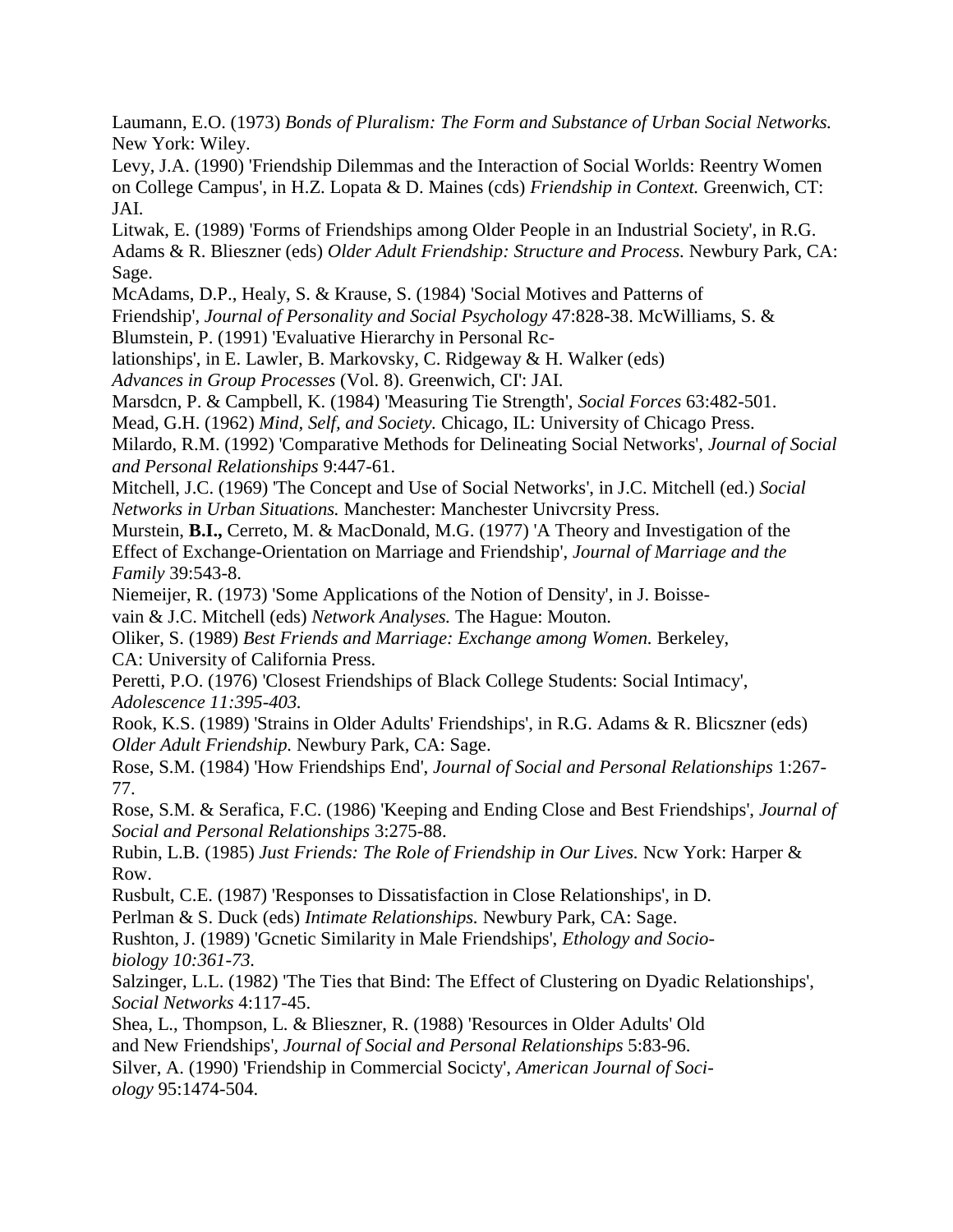Laumann, E.O. (1973) *Bonds of Pluralism: The Form and Substance of Urban Social Networks.* New York: Wiley.

Levy, J.A. (1990) 'Friendship Dilemmas and the Interaction of Social Worlds: Reentry Women on College Campus', in H.Z. Lopata & D. Maines (cds) *Friendship in Context.* Greenwich, CT: JAI.

Litwak, E. (1989) 'Forms of Friendships among Older People in an Industrial Society', in R.G. Adams & R. Blieszner (eds) *Older Adult Friendship: Structure and Process.* Newbury Park, CA: Sage.

McAdams, D.P., Healy, S. & Krause, S. (1984) 'Social Motives and Patterns of Friendship', *Journal of Personality and Social Psychology* 47:828-38. McWilliams, S. & Blumstein, P. (1991) 'Evaluative Hierarchy in Personal Rc-lationships', in E. Lawler, B. Markovsky, C. Ridgeway & H. Walker (eds) *Advances in Group Processes* (Vol. 8). Greenwich, CI': JAI.

Marsdcn, P. & Campbell, K. (1984) 'Measuring Tie Strength', *Social Forces* 63:482-501.

Mead, G.H. (1962) *Mind, Self, and Society.* Chicago, IL: University of Chicago Press.

Milardo, R.M. (1992) 'Comparative Methods for Delineating Social Networks', *Journal of Social and Personal Relationships* 9:447-61.

Mitchell, J.C. (1969) 'The Concept and Use of Social Networks', in J.C. Mitchell (ed.) *Social Networks in Urban Situations.* Manchester: Manchester Univcrsity Press.

Murstein, **B.I.,** Cerreto, M. & MacDonald, M.G. (1977) 'A Theory and Investigation of the Effect of Exchange-Orientation on Marriage and Friendship', *Journal of Marriage and the Family* 39:543-8.

Niemeijer, R. (1973) 'Some Applications of the Notion of Density', in J. Boisse-vain & J.C. Mitchell (eds) *Network Analyses.* The Hague: Mouton.

Oliker, S. (1989) *Best Friends and Marriage: Exchange among Women.* Berkeley, CA: University of California Press.

Peretti, P.O. (1976) 'Closest Friendships of Black College Students: Social Intimacy', *Adolescence 11:395-403.*

Rook, K.S. (1989) 'Strains in Older Adults' Friendships', in R.G. Adams & R. Blicszner (eds) *Older Adult Friendship.* Newbury Park, CA: Sage.

Rose, S.M. (1984) 'How Friendships End', *Journal of Social and Personal Relationships* 1:267-77.

Rose, S.M. & Serafica, F.C. (1986) 'Keeping and Ending Close and Best Friendships', *Journal of Social and Personal Relationships* 3:275-88.

Rubin, L.B. (1985) *Just Friends: The Role of Friendship in Our Lives.* Ncw York: Harper & Row.

Rusbult, C.E. (1987) 'Responses to Dissatisfaction in Close Relationships', in D. Perlman & S. Duck (eds) *Intimate Relationships.* Newbury Park, CA: Sage.

Rushton, J. (1989) 'Gcnetic Similarity in Male Friendships', *Ethology and Socio-biology 10:361-73.*

Salzinger, L.L. (1982) 'The Ties that Bind: The Effect of Clustering on Dyadic Relationships', *Social Networks* 4:117-45.

Shea, L., Thompson, L. & Blieszner, R. (1988) 'Resources in Older Adults' Old and New Friendships', *Journal of Social and Personal Relationships* 5:83-96.

Silver, A. (1990) 'Friendship in Commercial Socicty', *American Journal of Soci-ology* 95:1474-504.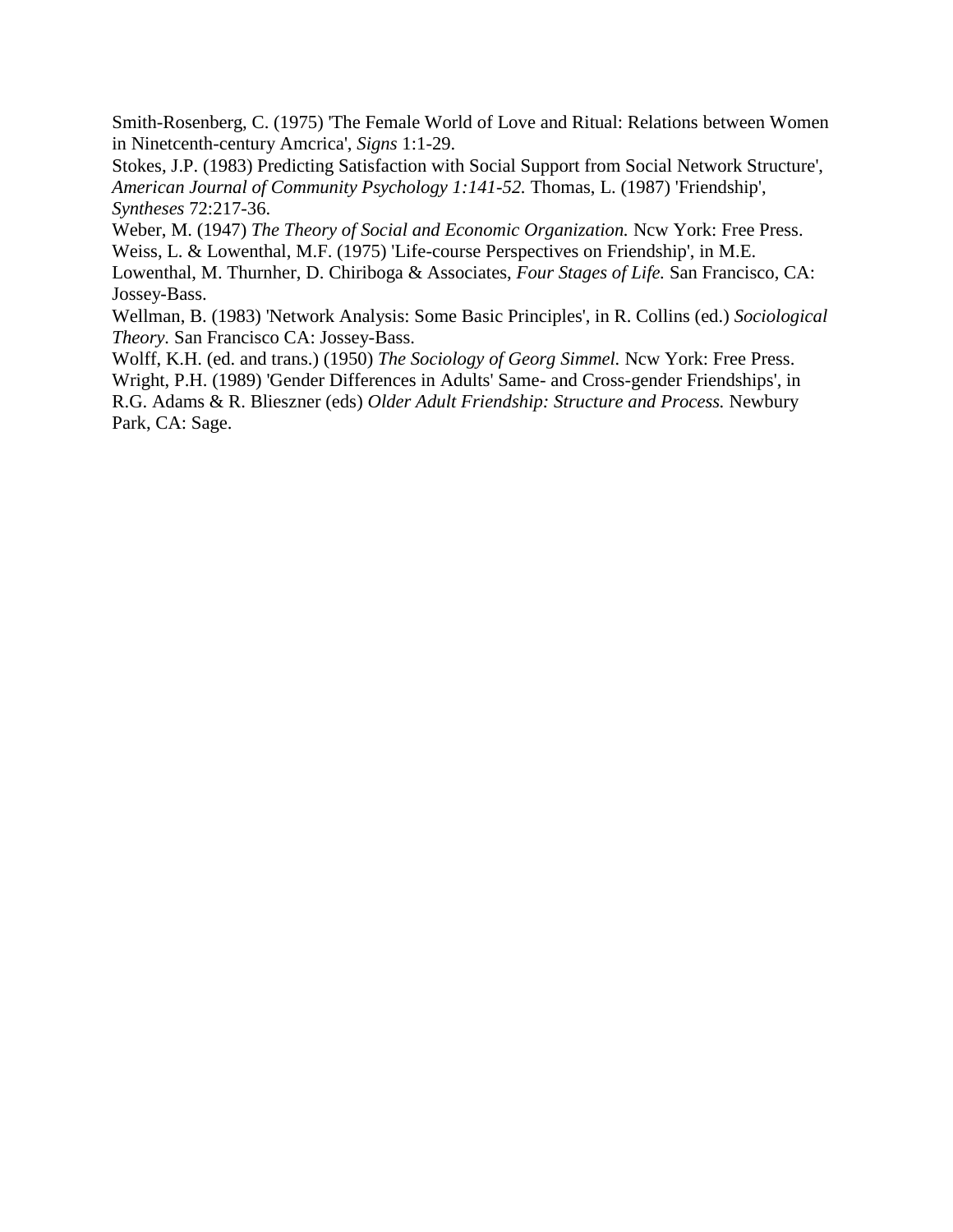Smith-Rosenberg, C. (1975) 'The Female World of Love and Ritual: Relations between Women in Ninetcenth-century Amcrica', *Signs* 1:1-29.

Stokes, J.P. (1983) Predicting Satisfaction with Social Support from Social Network Structure', *American Journal of Community Psychology 1:141-52.* Thomas, L. (1987) 'Friendship', *Syntheses* 72:217-36.

Weber, M. (1947) *The Theory of Social and Economic Organization.* Ncw York: Free Press.

Weiss, L. & Lowenthal, M.F. (1975) 'Life-course Perspectives on Friendship', in M.E. Lowenthal, M. Thurnher, D. Chiriboga & Associates, *Four Stages of Life.* San Francisco, CA: Jossey-Bass.

Wellman, B. (1983) 'Network Analysis: Some Basic Principles', in R. Collins (ed.) *Sociological Theory.* San Francisco CA: Jossey-Bass.

Wolff, K.H. (ed. and trans.) (1950) *The Sociology of Georg Simmel.* Ncw York: Free Press.

Wright, P.H. (1989) 'Gender Differences in Adults' Same- and Cross-gender Friendships', in R.G. Adams & R. Blieszner (eds) *Older Adult Friendship: Structure and Process.* Newbury Park, CA: Sage.